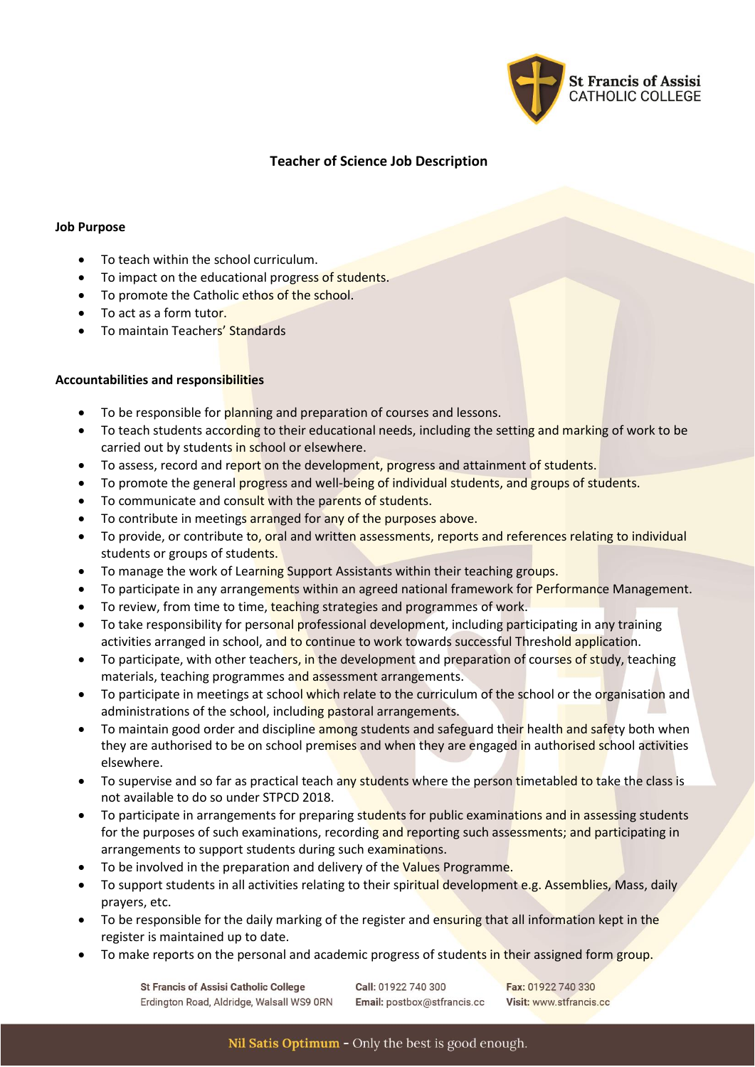# Teacher of Science Job Description

## Job Purpose

- To teach within the school curriculum.
- To impact on the educational progress of students.
- To promote the Catholic ethos of the school.
- To act as a form tutor.
- To maintain Teachers' Standards

## Accountabilities and responsibilities

- To be responsible for planning and preparation of courses and lessons.
- To teach students according to their educational needs, including the setting and marking of work to be carried out by students in school or elsewhere.
- To assess, record and report on the development, progress and attainment of students.
- To promote the general progress and well-being of individual students, and groups of students.
- To communicate and consult with the parents of students.
- To contribute in meetings arranged for any of the purposes above.
- To provide, or contribute to, oral and written assessments, reports and references relating to individual students or groups of students.
- To manage the work of Learning Support Assistants within their teaching groups.
- To participate in any arrangements within an agreed national framework for Performance Management.
- To review, from time to time, teaching strategies and programmes of work.
- To take responsibility for personal professional development, including participating in any training activities arranged in school, and to continue to work towards successful Threshold application.
- To participate, with other teachers, in the development and preparation of courses of study, teaching materials, teaching programmes and assessment arrangements.
- To participate in meetings at school which relate to the curriculum of the school or the organisation and administrations of the school, including pastoral arrangements.
- To maintain good order and discipline among students and safeguard their health and safety both when they are authorised to be on school premises and when they are engaged in authorised school activities elsewhere.
- To supervise and so far as practical teach any students where the person timetabled to take the class is not available to do so under STPCD 2018.
- To participate in arrangements for preparing students for public examinations and in assessing students for the purposes of such examinations, recording and reporting such assessments; and participating in arrangements to support students during such examinations.
- To be involved in the preparation and delivery of the Values Programme.
- To support students in all activities relating to their spiritual development e.g. Assemblies, Mass, daily prayers, etc.
- To be responsible for the daily marking of the register and ensuring that all information kept in the register is maintained up to date.
- To make reports on the personal and academic progress of students in their assigned form group.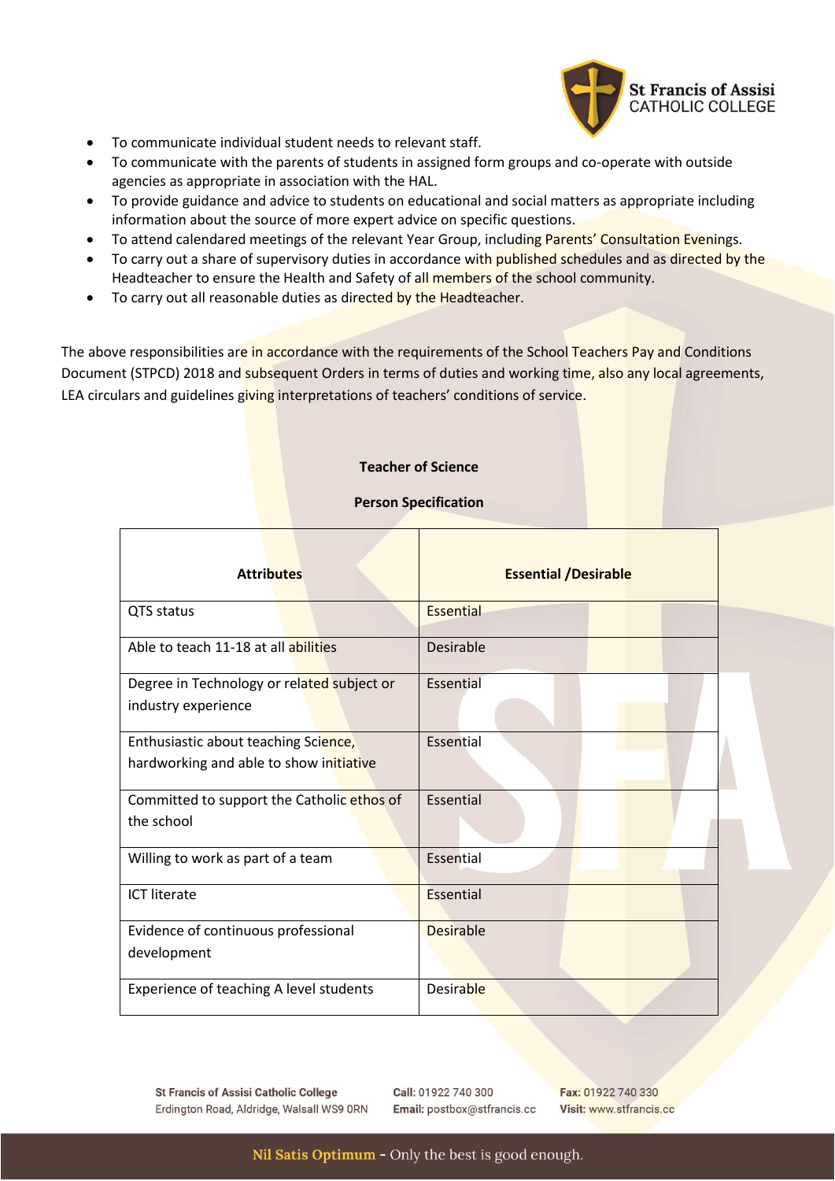- To communicate individual student needs to relevant staff.
- To communicate with the parents of students in assigned form groups and co-operate with outside agencies as appropriate in association with the HAL.
- To provide guidance and advice to students on educational and social matters as appropriate including information about the source of more expert advice on specific questions.
- To attend calendared meetings of the relevant Year Group, including Parents' Consultation Evenings.
- To carry out a share of supervisory duties in accordance with published schedules and as directed by the Headteacher to ensure the Health and Safety of all members of the school community.
- To carry out all reasonable duties as directed by the Headteacher.

The above responsibilities are in accordance with the requirements of the School Teachers Pay and Conditions Document (STPCD) 2018 and subsequent Orders in terms of duties and working time, also any local agreements, LEA circulars and guidelines giving interpretations of teachers' conditions of service.

**Teacher of Science**

**Person Specification**

| Attributes | Essential /Desirable |
|---|---|
| QTS status | Essential |
| Able to teach 11-18 at all abilities | Desirable |
| Degree in Technology or related subject or industry experience | Essential |
| Enthusiastic about teaching Science, hardworking and able to show initiative | Essential |
| Committed to support the Catholic ethos of the school | Essential |
| Willing to work as part of a team | Essential |
| ICT literate | Essential |
| Evidence of continuous professional development | Desirable |
| Experience of teaching A level students | Desirable |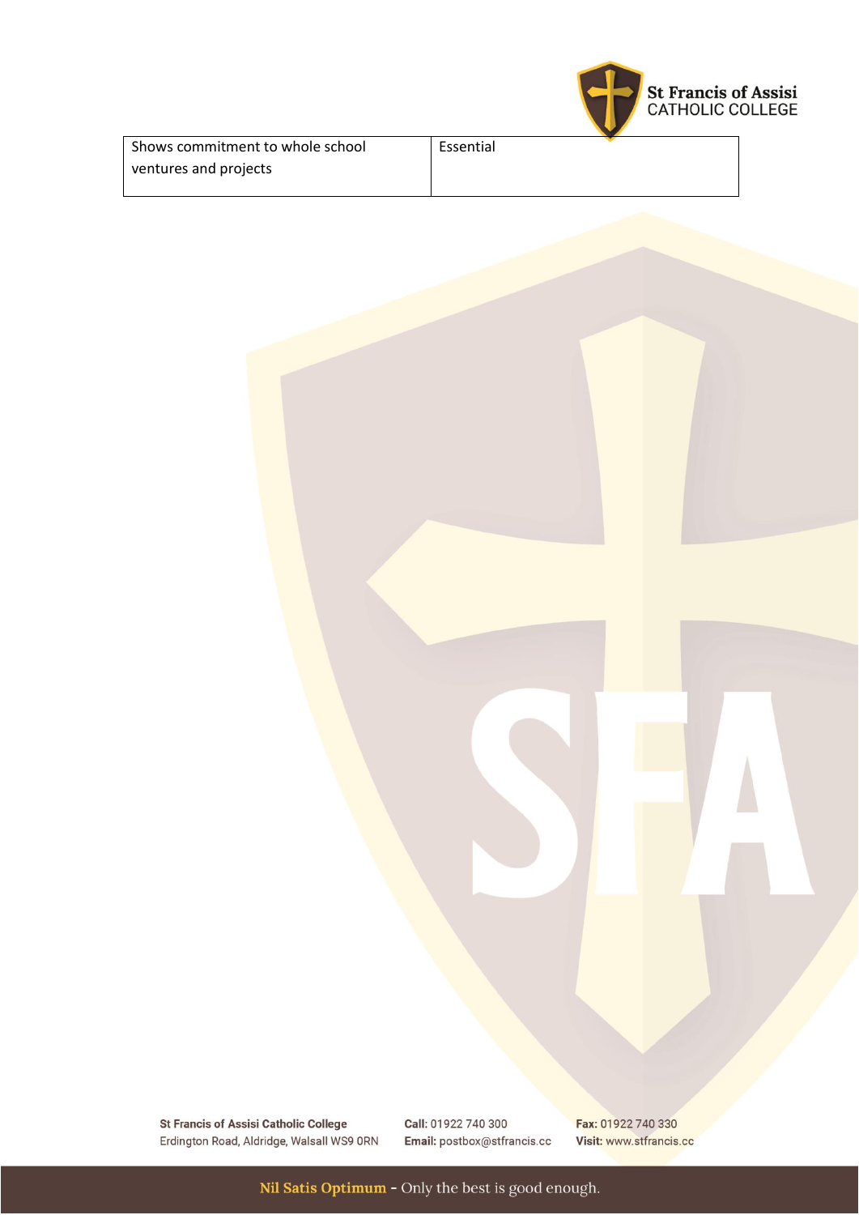| | |
|---|---|
| Shows commitment to whole school ventures and projects | Essential |